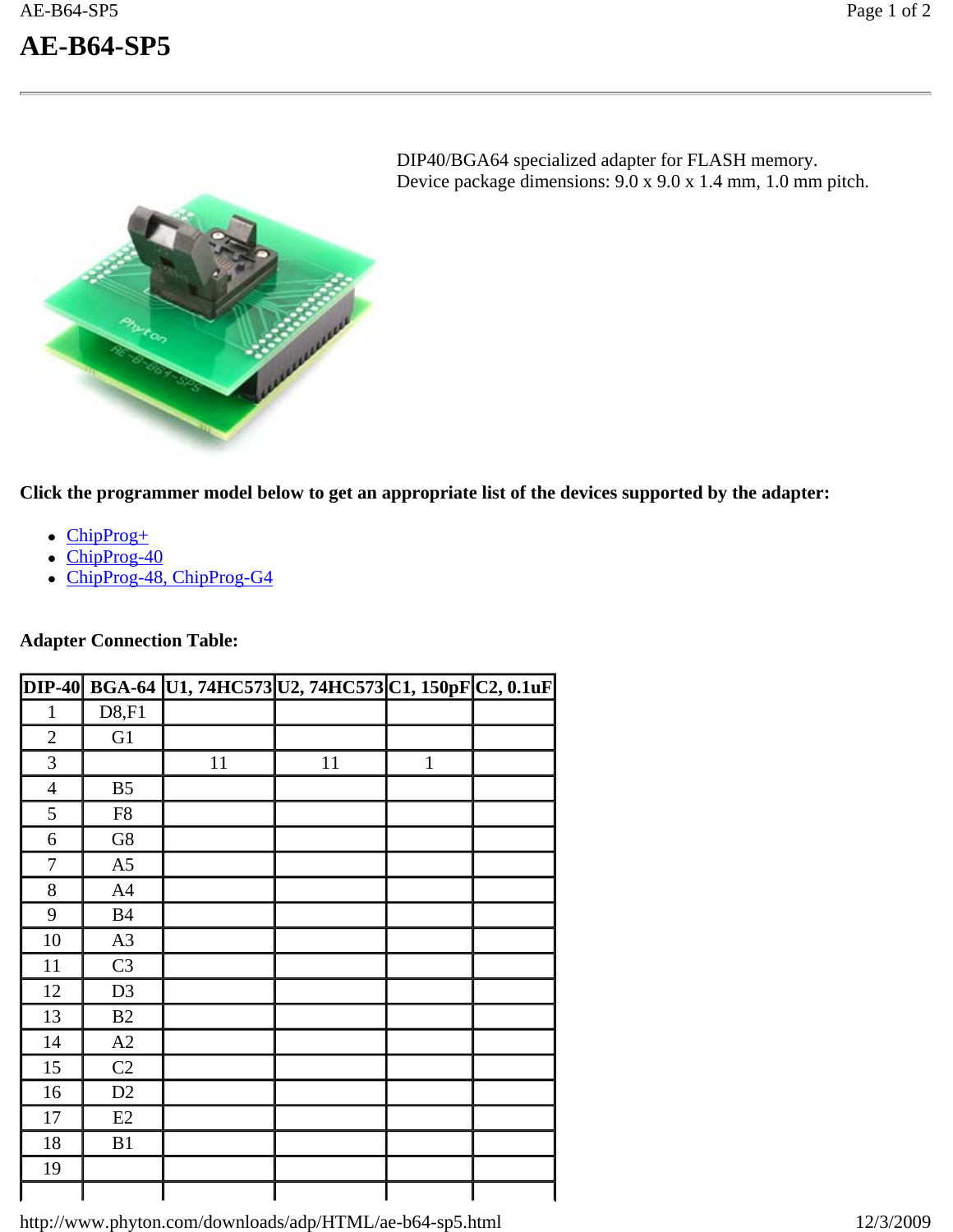# AE-B64-SP5

DIP40/BGA64 specialized adapter for FLASH memory.
Device package dimensions: 9.0 x 9.0 x 1.4 mm, 1.0 mm pitch.

**Click the programmer model below to get an appropriate list of the devices supported by the adapter:**

- ChipProg+
- ChipProg-40
- ChipProg-48, ChipProg-G4

**Adapter Connection Table:**

| DIP-40 | BGA-64 | U1, 74HC573 | U2, 74HC573 | C1, 150pF | C2, 0.1uF |
|---|---|---|---|---|---|
| 1 | D8,F1 | | | | |
| 2 | G1 | | | | |
| 3 | | 11 | 11 | 1 | |
| 4 | B5 | | | | |
| 5 | F8 | | | | |
| 6 | G8 | | | | |
| 7 | A5 | | | | |
| 8 | A4 | | | | |
| 9 | B4 | | | | |
| 10 | A3 | | | | |
| 11 | C3 | | | | |
| 12 | D3 | | | | |
| 13 | B2 | | | | |
| 14 | A2 | | | | |
| 15 | C2 | | | | |
| 16 | D2 | | | | |
| 17 | E2 | | | | |
| 18 | B1 | | | | |
| 19 | | | | | |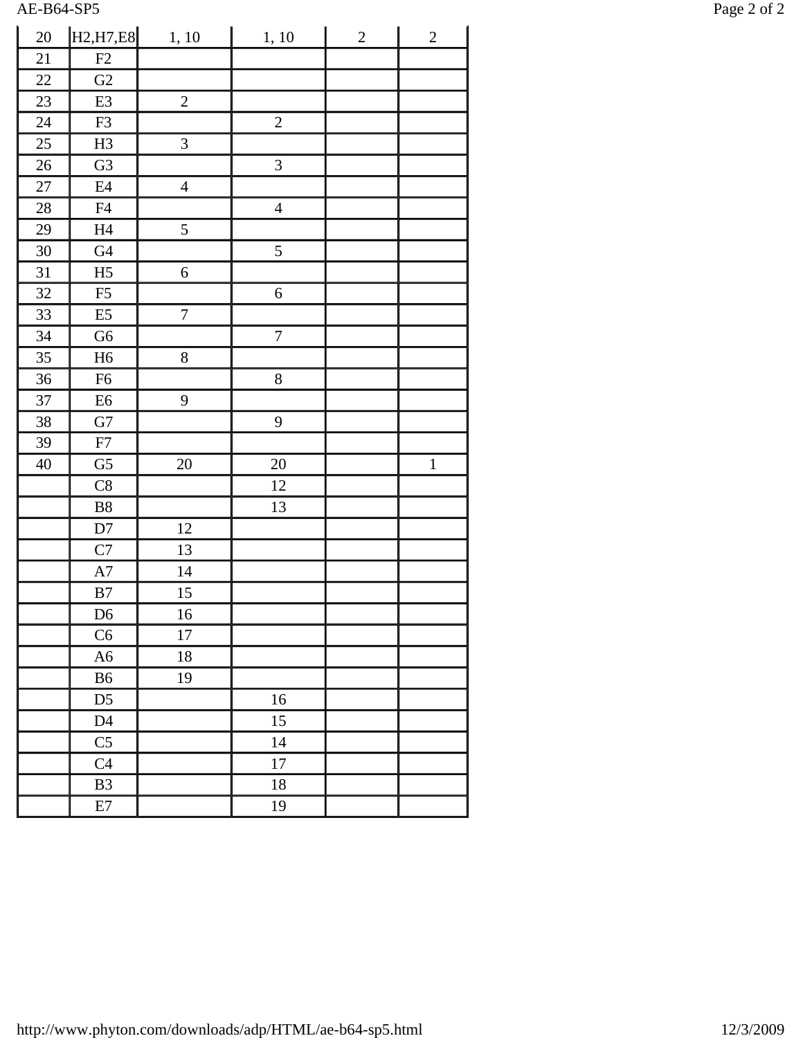| | | | | | |
|---|---|---|---|---|---|
| 20 | H2,H7,E8 | 1, 10 | 1, 10 | 2 | 2 |
| 21 | F2 | | | | |
| 22 | G2 | | | | |
| 23 | E3 | 2 | | | |
| 24 | F3 | | 2 | | |
| 25 | H3 | 3 | | | |
| 26 | G3 | | 3 | | |
| 27 | E4 | 4 | | | |
| 28 | F4 | | 4 | | |
| 29 | H4 | 5 | | | |
| 30 | G4 | | 5 | | |
| 31 | H5 | 6 | | | |
| 32 | F5 | | 6 | | |
| 33 | E5 | 7 | | | |
| 34 | G6 | | 7 | | |
| 35 | H6 | 8 | | | |
| 36 | F6 | | 8 | | |
| 37 | E6 | 9 | | | |
| 38 | G7 | | 9 | | |
| 39 | F7 | | | | |
| 40 | G5 | 20 | 20 | | 1 |
| | C8 | | 12 | | |
| | B8 | | 13 | | |
| | D7 | 12 | | | |
| | C7 | 13 | | | |
| | A7 | 14 | | | |
| | B7 | 15 | | | |
| | D6 | 16 | | | |
| | C6 | 17 | | | |
| | A6 | 18 | | | |
| | B6 | 19 | | | |
| | D5 | | 16 | | |
| | D4 | | 15 | | |
| | C5 | | 14 | | |
| | C4 | | 17 | | |
| | B3 | | 18 | | |
| | E7 | | 19 | | |